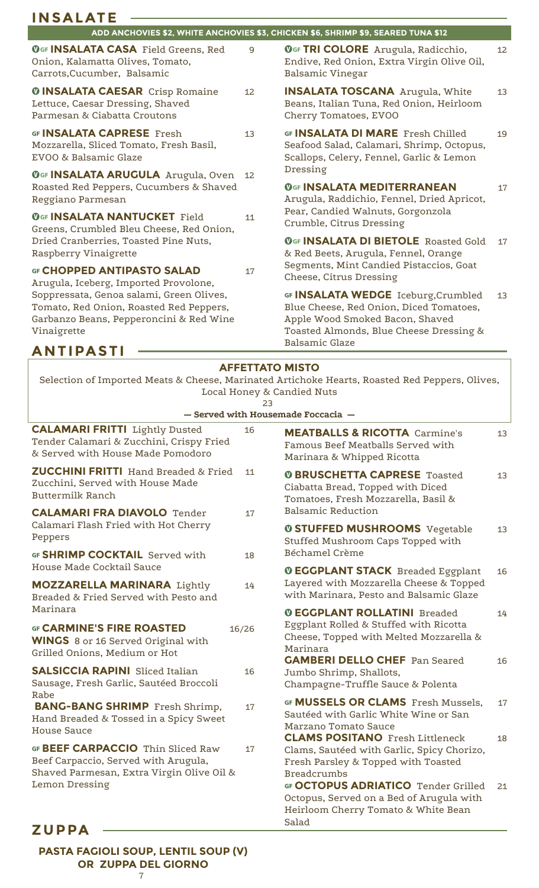# INSALATE

**ADD ANCHOVIES $2, WHITE ANCHOVIES $3, CHICKEN $6, SHRIMP $9, SEARED TUNA $12**

**V GF INSALATA CASA** Field Greens, Red Onion, Kalamatta Olives, Tomato, Carrots,Cucumber, Balsamic — 9

**V INSALATA CAESAR** Crisp Romaine Lettuce, Caesar Dressing, Shaved Parmesan & Ciabatta Croutons — 12

**GF INSALATA CAPRESE** Fresh Mozzarella, Sliced Tomato, Fresh Basil, EVOO & Balsamic Glaze — 13

**V GF INSALATA ARUGULA** Arugula, Oven Roasted Red Peppers, Cucumbers & Shaved Reggiano Parmesan — 12

**V GF INSALATA NANTUCKET** Field Greens, Crumbled Bleu Cheese, Red Onion, Dried Cranberries, Toasted Pine Nuts, Raspberry Vinaigrette — 11

**GF CHOPPED ANTIPASTO SALAD** Arugula, Iceberg, Imported Provolone, Soppressata, Genoa salami, Green Olives, Tomato, Red Onion, Roasted Red Peppers, Garbanzo Beans, Pepperoncini & Red Wine Vinaigrette — 17

**V GF TRI COLORE** Arugula, Radicchio, Endive, Red Onion, Extra Virgin Olive Oil, Balsamic Vinegar — 12

**INSALATA TOSCANA** Arugula, White Beans, Italian Tuna, Red Onion, Heirloom Cherry Tomatoes, EVOO — 13

**GF INSALATA DI MARE** Fresh Chilled Seafood Salad, Calamari, Shrimp, Octopus, Scallops, Celery, Fennel, Garlic & Lemon Dressing — 19

**V GF INSALATA MEDITERRANEAN** Arugula, Raddichio, Fennel, Dried Apricot, Pear, Candied Walnuts, Gorgonzola Crumble, Citrus Dressing — 17

**V GF INSALATA DI BIETOLE** Roasted Gold & Red Beets, Arugula, Fennel, Orange Segments, Mint Candied Pistaccios, Goat Cheese, Citrus Dressing — 17

**GF INSALATA WEDGE** Iceburg,Crumbled Blue Cheese, Red Onion, Diced Tomatoes, Apple Wood Smoked Bacon, Shaved Toasted Almonds, Blue Cheese Dressing & Balsamic Glaze — 13

# ANTIPASTI

**AFFETTATO MISTO**

Selection of Imported Meats & Cheese, Marinated Artichoke Hearts, Roasted Red Peppers, Olives, Local Honey & Candied Nuts

23

**— Served with Housemade Foccacia —**

**CALAMARI FRITTI** Lightly Dusted Tender Calamari & Zucchini, Crispy Fried & Served with House Made Pomodoro — 16

**ZUCCHINI FRITTI** Hand Breaded & Fried Zucchini, Served with House Made Buttermilk Ranch — 11

**CALAMARI FRA DIAVOLO** Tender Calamari Flash Fried with Hot Cherry Peppers — 17

**GF SHRIMP COCKTAIL** Served with House Made Cocktail Sauce — 18

**MOZZARELLA MARINARA** Lightly Breaded & Fried Served with Pesto and Marinara — 14

**GF CARMINE'S FIRE ROASTED WINGS** 8 or 16 Served Original with Grilled Onions, Medium or Hot — 16/26

**SALSICCIA RAPINI** Sliced Italian Sausage, Fresh Garlic, Sautéed Broccoli Rabe — 16

**BANG-BANG SHRIMP** Fresh Shrimp, Hand Breaded & Tossed in a Spicy Sweet House Sauce — 17

**GF BEEF CARPACCIO** Thin Sliced Raw Beef Carpaccio, Served with Arugula, Shaved Parmesan, Extra Virgin Olive Oil & Lemon Dressing — 17

**MEATBALLS & RICOTTA** Carmine's Famous Beef Meatballs Served with Marinara & Whipped Ricotta — 13

**V BRUSCHETTA CAPRESE** Toasted Ciabatta Bread, Topped with Diced Tomatoes, Fresh Mozzarella, Basil & Balsamic Reduction — 13

**V STUFFED MUSHROOMS** Vegetable Stuffed Mushroom Caps Topped with Béchamel Crème — 13

**V EGGPLANT STACK** Breaded Eggplant Layered with Mozzarella Cheese & Topped with Marinara, Pesto and Balsamic Glaze — 16

**V EGGPLANT ROLLATINI** Breaded Eggplant Rolled & Stuffed with Ricotta Cheese, Topped with Melted Mozzarella & Marinara — 14

**GAMBERI DELLO CHEF** Pan Seared Jumbo Shrimp, Shallots, Champagne-Truffle Sauce & Polenta — 16

**GF MUSSELS OR CLAMS** Fresh Mussels, Sautéed with Garlic White Wine or San Marzano Tomato Sauce — 17

**CLAMS POSITANO** Fresh Littleneck Clams, Sautéed with Garlic, Spicy Chorizo, Fresh Parsley & Topped with Toasted Breadcrumbs — 18

**GF OCTOPUS ADRIATICO** Tender Grilled Octopus, Served on a Bed of Arugula with Heirloom Cherry Tomato & White Bean Salad — 21

# ZUPPA

**PASTA FAGIOLI SOUP, LENTIL SOUP (V) OR ZUPPA DEL GIORNO**

7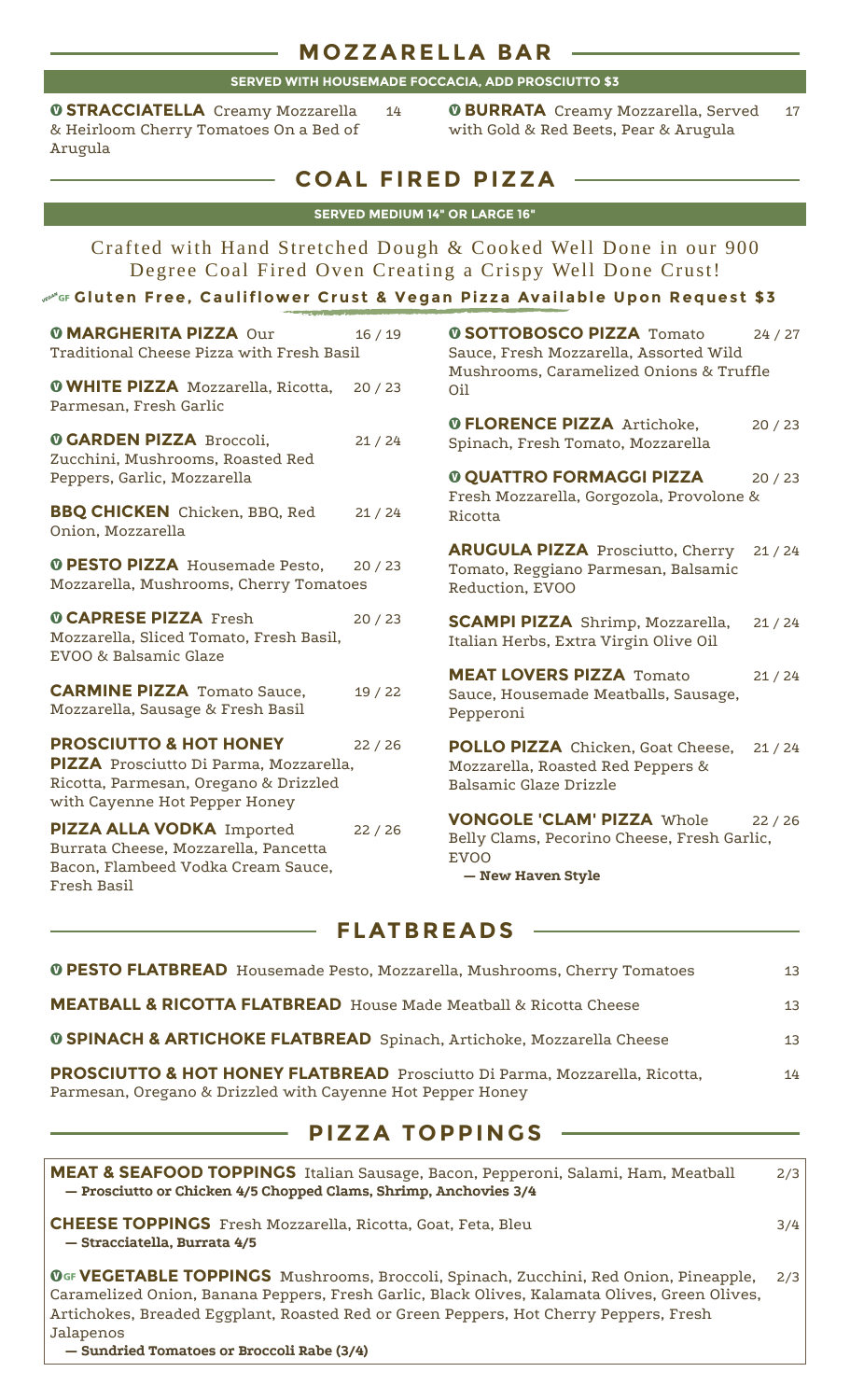## MOZZARELLA BAR

**SERVED WITH HOUSEMADE FOCCACIA, ADD PROSCIUTTO $3**

**V STRACCIATELLA** Creamy Mozzarella & Heirloom Cherry Tomatoes On a Bed of Arugula 14

**V BURRATA** Creamy Mozzarella, Served with Gold & Red Beets, Pear & Arugula 17

## COAL FIRED PIZZA

**SERVED MEDIUM 14" OR LARGE 16"**

Crafted with Hand Stretched Dough & Cooked Well Done in our 900 Degree Coal Fired Oven Creating a Crispy Well Done Crust!

**VEGAN GF Gluten Free, Cauliflower Crust & Vegan Pizza Available Upon Request $3**

**V MARGHERITA PIZZA** Our Traditional Cheese Pizza with Fresh Basil 16 / 19

**V WHITE PIZZA** Mozzarella, Ricotta, Parmesan, Fresh Garlic 20 / 23

**V GARDEN PIZZA** Broccoli, Zucchini, Mushrooms, Roasted Red Peppers, Garlic, Mozzarella 21 / 24

**BBQ CHICKEN** Chicken, BBQ, Red Onion, Mozzarella 21 / 24

**V PESTO PIZZA** Housemade Pesto, Mozzarella, Mushrooms, Cherry Tomatoes 20 / 23

**V CAPRESE PIZZA** Fresh Mozzarella, Sliced Tomato, Fresh Basil, EVOO & Balsamic Glaze 20 / 23

**CARMINE PIZZA** Tomato Sauce, Mozzarella, Sausage & Fresh Basil 19 / 22

**PROSCIUTTO & HOT HONEY PIZZA** Prosciutto Di Parma, Mozzarella, Ricotta, Parmesan, Oregano & Drizzled with Cayenne Hot Pepper Honey 22 / 26

**PIZZA ALLA VODKA** Imported Burrata Cheese, Mozzarella, Pancetta Bacon, Flambeed Vodka Cream Sauce, Fresh Basil 22 / 26

**V SOTTOBOSCO PIZZA** Tomato Sauce, Fresh Mozzarella, Assorted Wild Mushrooms, Caramelized Onions & Truffle Oil 24 / 27

**V FLORENCE PIZZA** Artichoke, Spinach, Fresh Tomato, Mozzarella 20 / 23

**V QUATTRO FORMAGGI PIZZA** Fresh Mozzarella, Gorgozola, Provolone & Ricotta 20 / 23

**ARUGULA PIZZA** Prosciutto, Cherry Tomato, Reggiano Parmesan, Balsamic Reduction, EVOO 21 / 24

**SCAMPI PIZZA** Shrimp, Mozzarella, Italian Herbs, Extra Virgin Olive Oil 21 / 24

**MEAT LOVERS PIZZA** Tomato Sauce, Housemade Meatballs, Sausage, Pepperoni 21 / 24

**POLLO PIZZA** Chicken, Goat Cheese, Mozzarella, Roasted Red Peppers & Balsamic Glaze Drizzle 21 / 24

**VONGOLE 'CLAM' PIZZA** Whole Belly Clams, Pecorino Cheese, Fresh Garlic, EVOO
**— New Haven Style** 22 / 26

## FLATBREADS

**V PESTO FLATBREAD** Housemade Pesto, Mozzarella, Mushrooms, Cherry Tomatoes 13

**MEATBALL & RICOTTA FLATBREAD** House Made Meatball & Ricotta Cheese 13

**V SPINACH & ARTICHOKE FLATBREAD** Spinach, Artichoke, Mozzarella Cheese 13

**PROSCIUTTO & HOT HONEY FLATBREAD** Prosciutto Di Parma, Mozzarella, Ricotta, Parmesan, Oregano & Drizzled with Cayenne Hot Pepper Honey 14

## PIZZA TOPPINGS

**MEAT & SEAFOOD TOPPINGS** Italian Sausage, Bacon, Pepperoni, Salami, Ham, Meatball 2/3
**— Prosciutto or Chicken 4/5 Chopped Clams, Shrimp, Anchovies 3/4**

**CHEESE TOPPINGS** Fresh Mozzarella, Ricotta, Goat, Feta, Bleu 3/4
**— Stracciatella, Burrata 4/5**

**V GF VEGETABLE TOPPINGS** Mushrooms, Broccoli, Spinach, Zucchini, Red Onion, Pineapple, Caramelized Onion, Banana Peppers, Fresh Garlic, Black Olives, Kalamata Olives, Green Olives, Artichokes, Breaded Eggplant, Roasted Red or Green Peppers, Hot Cherry Peppers, Fresh Jalapenos 2/3
**— Sundried Tomatoes or Broccoli Rabe (3/4)**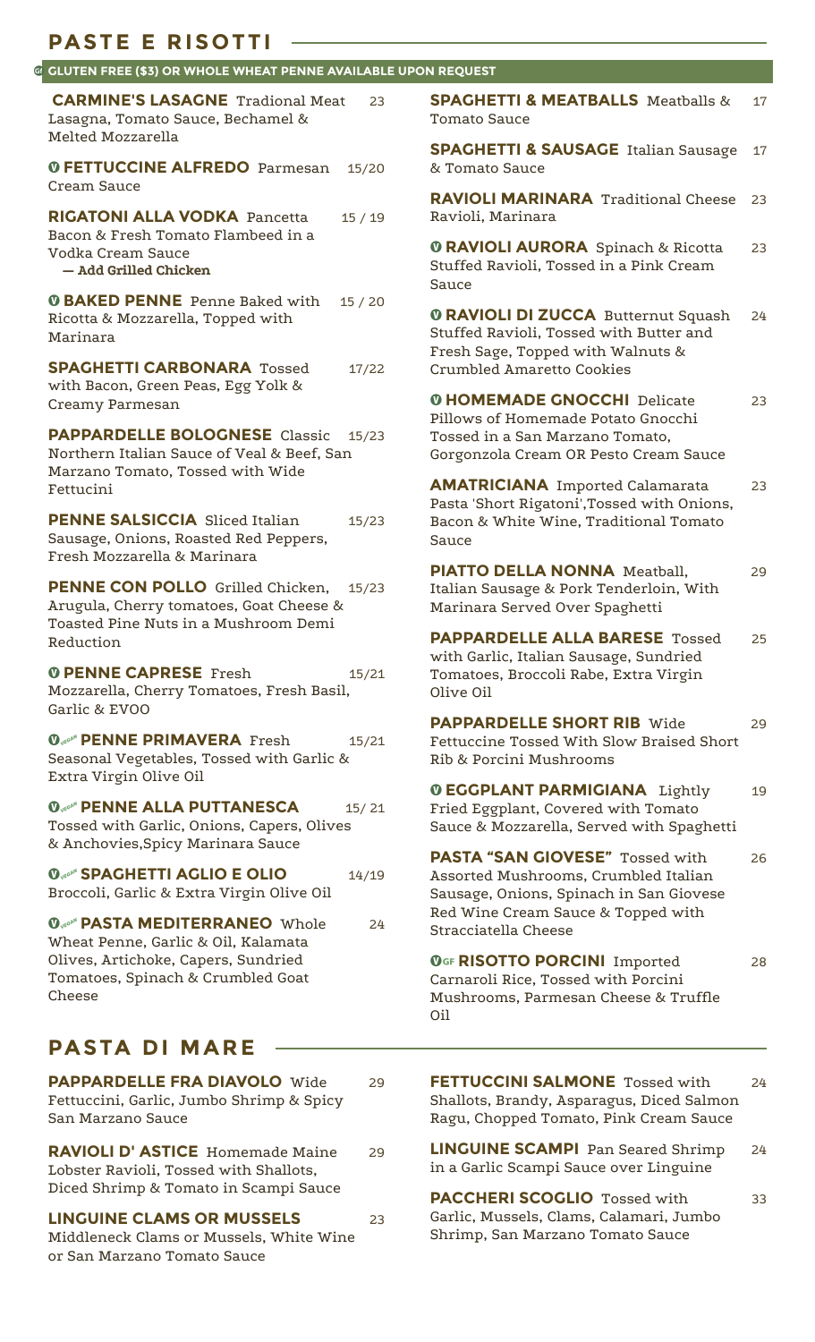## PASTE E RISOTTI

**GF GLUTEN FREE ($3) OR WHOLE WHEAT PENNE AVAILABLE UPON REQUEST**

**CARMINE'S LASAGNE** Tradional Meat Lasagna, Tomato Sauce, Bechamel & Melted Mozzarella — 23

**V FETTUCCINE ALFREDO** Parmesan Cream Sauce — 15/20

**RIGATONI ALLA VODKA** Pancetta Bacon & Fresh Tomato Flambeed in a Vodka Cream Sauce — 15 / 19
**— Add Grilled Chicken**

**V BAKED PENNE** Penne Baked with Ricotta & Mozzarella, Topped with Marinara — 15 / 20

**SPAGHETTI CARBONARA** Tossed with Bacon, Green Peas, Egg Yolk & Creamy Parmesan — 17/22

**PAPPARDELLE BOLOGNESE** Classic Northern Italian Sauce of Veal & Beef, San Marzano Tomato, Tossed with Wide Fettucini — 15/23

**PENNE SALSICCIA** Sliced Italian Sausage, Onions, Roasted Red Peppers, Fresh Mozzarella & Marinara — 15/23

**PENNE CON POLLO** Grilled Chicken, Arugula, Cherry tomatoes, Goat Cheese & Toasted Pine Nuts in a Mushroom Demi Reduction — 15/23

**V PENNE CAPRESE** Fresh Mozzarella, Cherry Tomatoes, Fresh Basil, Garlic & EVOO — 15/21

**V VEGAN PENNE PRIMAVERA** Fresh Seasonal Vegetables, Tossed with Garlic & Extra Virgin Olive Oil — 15/21

**V VEGAN PENNE ALLA PUTTANESCA** Tossed with Garlic, Onions, Capers, Olives & Anchovies,Spicy Marinara Sauce — 15/ 21

**V VEGAN SPAGHETTI AGLIO E OLIO** Broccoli, Garlic & Extra Virgin Olive Oil — 14/19

**V VEGAN PASTA MEDITERRANEO** Whole Wheat Penne, Garlic & Oil, Kalamata Olives, Artichoke, Capers, Sundried Tomatoes, Spinach & Crumbled Goat Cheese — 24

**SPAGHETTI & MEATBALLS** Meatballs & Tomato Sauce — 17

**SPAGHETTI & SAUSAGE** Italian Sausage & Tomato Sauce — 17

**RAVIOLI MARINARA** Traditional Cheese Ravioli, Marinara — 23

**V RAVIOLI AURORA** Spinach & Ricotta Stuffed Ravioli, Tossed in a Pink Cream Sauce — 23

**V RAVIOLI DI ZUCCA** Butternut Squash Stuffed Ravioli, Tossed with Butter and Fresh Sage, Topped with Walnuts & Crumbled Amaretto Cookies — 24

**V HOMEMADE GNOCCHI** Delicate Pillows of Homemade Potato Gnocchi Tossed in a San Marzano Tomato, Gorgonzola Cream OR Pesto Cream Sauce — 23

**AMATRICIANA** Imported Calamarata Pasta 'Short Rigatoni',Tossed with Onions, Bacon & White Wine, Traditional Tomato Sauce — 23

**PIATTO DELLA NONNA** Meatball, Italian Sausage & Pork Tenderloin, With Marinara Served Over Spaghetti — 29

**PAPPARDELLE ALLA BARESE** Tossed with Garlic, Italian Sausage, Sundried Tomatoes, Broccoli Rabe, Extra Virgin Olive Oil — 25

**PAPPARDELLE SHORT RIB** Wide Fettuccine Tossed With Slow Braised Short Rib & Porcini Mushrooms — 29

**V EGGPLANT PARMIGIANA** Lightly Fried Eggplant, Covered with Tomato Sauce & Mozzarella, Served with Spaghetti — 19

**PASTA "SAN GIOVESE"** Tossed with Assorted Mushrooms, Crumbled Italian Sausage, Onions, Spinach in San Giovese Red Wine Cream Sauce & Topped with Stracciatella Cheese — 26

**V GF RISOTTO PORCINI** Imported Carnaroli Rice, Tossed with Porcini Mushrooms, Parmesan Cheese & Truffle Oil — 28

## PASTA DI MARE

**PAPPARDELLE FRA DIAVOLO** Wide Fettuccini, Garlic, Jumbo Shrimp & Spicy San Marzano Sauce — 29

**RAVIOLI D' ASTICE** Homemade Maine Lobster Ravioli, Tossed with Shallots, Diced Shrimp & Tomato in Scampi Sauce — 29

**LINGUINE CLAMS OR MUSSELS** Middleneck Clams or Mussels, White Wine or San Marzano Tomato Sauce — 23

**FETTUCCINI SALMONE** Tossed with Shallots, Brandy, Asparagus, Diced Salmon Ragu, Chopped Tomato, Pink Cream Sauce — 24

**LINGUINE SCAMPI** Pan Seared Shrimp in a Garlic Scampi Sauce over Linguine — 24

**PACCHERI SCOGLIO** Tossed with Garlic, Mussels, Clams, Calamari, Jumbo Shrimp, San Marzano Tomato Sauce — 33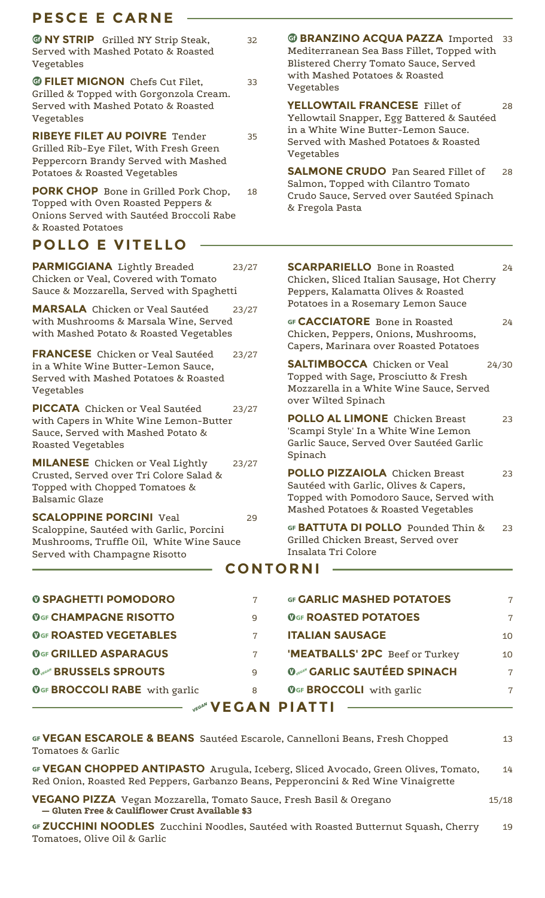## PESCE E CARNE

**GF NY STRIP** Grilled NY Strip Steak, Served with Mashed Potato & Roasted Vegetables — 32

**GF FILET MIGNON** Chefs Cut Filet, Grilled & Topped with Gorgonzola Cream. Served with Mashed Potato & Roasted Vegetables — 33

**RIBEYE FILET AU POIVRE** Tender Grilled Rib-Eye Filet, With Fresh Green Peppercorn Brandy Served with Mashed Potatoes & Roasted Vegetables — 35

**PORK CHOP** Bone in Grilled Pork Chop, Topped with Oven Roasted Peppers & Onions Served with Sautéed Broccoli Rabe & Roasted Potatoes — 18

**GF BRANZINO ACQUA PAZZA** Imported Mediterranean Sea Bass Fillet, Topped with Blistered Cherry Tomato Sauce, Served with Mashed Potatoes & Roasted Vegetables — 33

**YELLOWTAIL FRANCESE** Fillet of Yellowtail Snapper, Egg Battered & Sautéed in a White Wine Butter-Lemon Sauce. Served with Mashed Potatoes & Roasted Vegetables — 28

**SALMONE CRUDO** Pan Seared Fillet of Salmon, Topped with Cilantro Tomato Crudo Sauce, Served over Sautéed Spinach & Fregola Pasta — 28

## POLLO E VITELLO

**PARMIGGIANA** Lightly Breaded Chicken or Veal, Covered with Tomato Sauce & Mozzarella, Served with Spaghetti — 23/27

**MARSALA** Chicken or Veal Sautéed with Mushrooms & Marsala Wine, Served with Mashed Potato & Roasted Vegetables — 23/27

**FRANCESE** Chicken or Veal Sautéed in a White Wine Butter-Lemon Sauce, Served with Mashed Potatoes & Roasted Vegetables — 23/27

**PICCATA** Chicken or Veal Sautéed with Capers in White Wine Lemon-Butter Sauce, Served with Mashed Potato & Roasted Vegetables — 23/27

**MILANESE** Chicken or Veal Lightly Crusted, Served over Tri Colore Salad & Topped with Chopped Tomatoes & Balsamic Glaze — 23/27

**SCALOPPINE PORCINI** Veal Scaloppine, Sautéed with Garlic, Porcini Mushrooms, Truffle Oil, White Wine Sauce Served with Champagne Risotto — 29

**SCARPARIELLO** Bone in Roasted Chicken, Sliced Italian Sausage, Hot Cherry Peppers, Kalamatta Olives & Roasted Potatoes in a Rosemary Lemon Sauce — 24

**GF CACCIATORE** Bone in Roasted Chicken, Peppers, Onions, Mushrooms, Capers, Marinara over Roasted Potatoes — 24

**SALTIMBOCCA** Chicken or Veal Topped with Sage, Prosciutto & Fresh Mozzarella in a White Wine Sauce, Served over Wilted Spinach — 24/30

**POLLO AL LIMONE** Chicken Breast 'Scampi Style' In a White Wine Lemon Garlic Sauce, Served Over Sautéed Garlic Spinach — 23

**POLLO PIZZAIOLA** Chicken Breast Sautéed with Garlic, Olives & Capers, Topped with Pomodoro Sauce, Served with Mashed Potatoes & Roasted Vegetables — 23

**GF BATTUTA DI POLLO** Pounded Thin & Grilled Chicken Breast, Served over Insalata Tri Colore — 23

## CONTORNI

| Item | Price |
|---|---|
| V SPAGHETTI POMODORO | 7 |
| V GF CHAMPAGNE RISOTTO | 9 |
| V GF ROASTED VEGETABLES | 7 |
| V GF GRILLED ASPARAGUS | 7 |
| V VEGAN BRUSSELS SPROUTS | 9 |
| V GF BROCCOLI RABE with garlic | 8 |
| GF GARLIC MASHED POTATOES | 7 |
| V GF ROASTED POTATOES | 7 |
| ITALIAN SAUSAGE | 10 |
| 'MEATBALLS' 2PC Beef or Turkey | 10 |
| V VEGAN GARLIC SAUTÉED SPINACH | 7 |
| V GF BROCCOLI with garlic | 7 |

## VEGAN PIATTI

**GF VEGAN ESCAROLE & BEANS** Sautéed Escarole, Cannelloni Beans, Fresh Chopped Tomatoes & Garlic — 13

**GF VEGAN CHOPPED ANTIPASTO** Arugula, Iceberg, Sliced Avocado, Green Olives, Tomato, Red Onion, Roasted Red Peppers, Garbanzo Beans, Pepperoncini & Red Wine Vinaigrette — 14

**VEGANO PIZZA** Vegan Mozzarella, Tomato Sauce, Fresh Basil & Oregano — 15/18
— Gluten Free & Cauliflower Crust Available $3

**GF ZUCCHINI NOODLES** Zucchini Noodles, Sautéed with Roasted Butternut Squash, Cherry Tomatoes, Olive Oil & Garlic — 19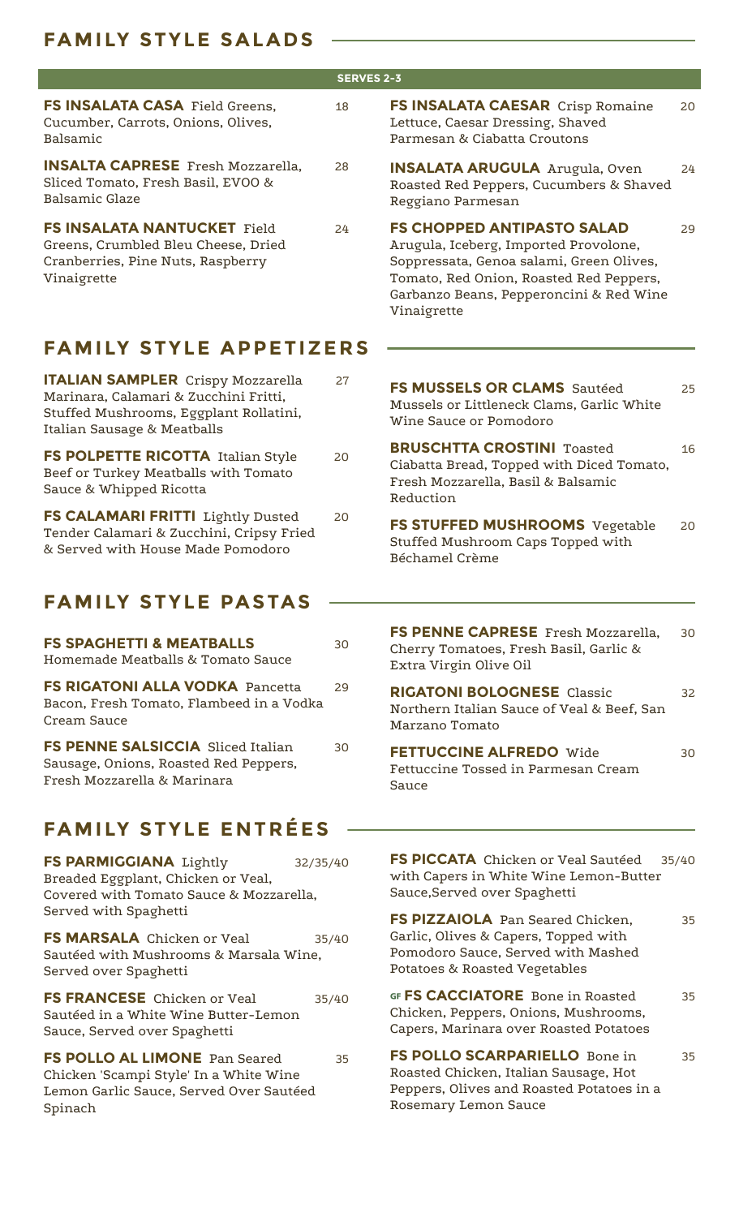## FAMILY STYLE SALADS

**SERVES 2-3**

**FS INSALATA CASA** Field Greens, Cucumber, Carrots, Onions, Olives, Balsamic 18

**INSALTA CAPRESE** Fresh Mozzarella, Sliced Tomato, Fresh Basil, EVOO & Balsamic Glaze 28

**FS INSALATA NANTUCKET** Field Greens, Crumbled Bleu Cheese, Dried Cranberries, Pine Nuts, Raspberry Vinaigrette 24

**FS INSALATA CAESAR** Crisp Romaine Lettuce, Caesar Dressing, Shaved Parmesan & Ciabatta Croutons 20

**INSALATA ARUGULA** Arugula, Oven Roasted Red Peppers, Cucumbers & Shaved Reggiano Parmesan 24

**FS CHOPPED ANTIPASTO SALAD** Arugula, Iceberg, Imported Provolone, Soppressata, Genoa salami, Green Olives, Tomato, Red Onion, Roasted Red Peppers, Garbanzo Beans, Pepperoncini & Red Wine Vinaigrette 29

## FAMILY STYLE APPETIZERS

**ITALIAN SAMPLER** Crispy Mozzarella Marinara, Calamari & Zucchini Fritti, Stuffed Mushrooms, Eggplant Rollatini, Italian Sausage & Meatballs 27

**FS POLPETTE RICOTTA** Italian Style Beef or Turkey Meatballs with Tomato Sauce & Whipped Ricotta 20

**FS CALAMARI FRITTI** Lightly Dusted Tender Calamari & Zucchini, Cripsy Fried & Served with House Made Pomodoro 20

**FS MUSSELS OR CLAMS** Sautéed Mussels or Littleneck Clams, Garlic White Wine Sauce or Pomodoro 25

**BRUSCHTTA CROSTINI** Toasted Ciabatta Bread, Topped with Diced Tomato, Fresh Mozzarella, Basil & Balsamic Reduction 16

**FS STUFFED MUSHROOMS** Vegetable Stuffed Mushroom Caps Topped with Béchamel Crème 20

## FAMILY STYLE PASTAS

**FS SPAGHETTI & MEATBALLS** Homemade Meatballs & Tomato Sauce 30

**FS RIGATONI ALLA VODKA** Pancetta Bacon, Fresh Tomato, Flambeed in a Vodka Cream Sauce 29

**FS PENNE SALSICCIA** Sliced Italian Sausage, Onions, Roasted Red Peppers, Fresh Mozzarella & Marinara 30

**FS PENNE CAPRESE** Fresh Mozzarella, Cherry Tomatoes, Fresh Basil, Garlic & Extra Virgin Olive Oil 30

**RIGATONI BOLOGNESE** Classic Northern Italian Sauce of Veal & Beef, San Marzano Tomato 32

**FETTUCCINE ALFREDO** Wide Fettuccine Tossed in Parmesan Cream Sauce 30

## FAMILY STYLE ENTRÉES

**FS PARMIGGIANA** Lightly Breaded Eggplant, Chicken or Veal, Covered with Tomato Sauce & Mozzarella, Served with Spaghetti 32/35/40

**FS MARSALA** Chicken or Veal Sautéed with Mushrooms & Marsala Wine, Served over Spaghetti 35/40

**FS FRANCESE** Chicken or Veal Sautéed in a White Wine Butter-Lemon Sauce, Served over Spaghetti 35/40

**FS POLLO AL LIMONE** Pan Seared Chicken 'Scampi Style' In a White Wine Lemon Garlic Sauce, Served Over Sautéed Spinach 35

**FS PICCATA** Chicken or Veal Sautéed with Capers in White Wine Lemon-Butter Sauce,Served over Spaghetti 35/40

**FS PIZZAIOLA** Pan Seared Chicken, Garlic, Olives & Capers, Topped with Pomodoro Sauce, Served with Mashed Potatoes & Roasted Vegetables 35

GF **FS CACCIATORE** Bone in Roasted Chicken, Peppers, Onions, Mushrooms, Capers, Marinara over Roasted Potatoes 35

**FS POLLO SCARPARIELLO** Bone in Roasted Chicken, Italian Sausage, Hot Peppers, Olives and Roasted Potatoes in a Rosemary Lemon Sauce 35